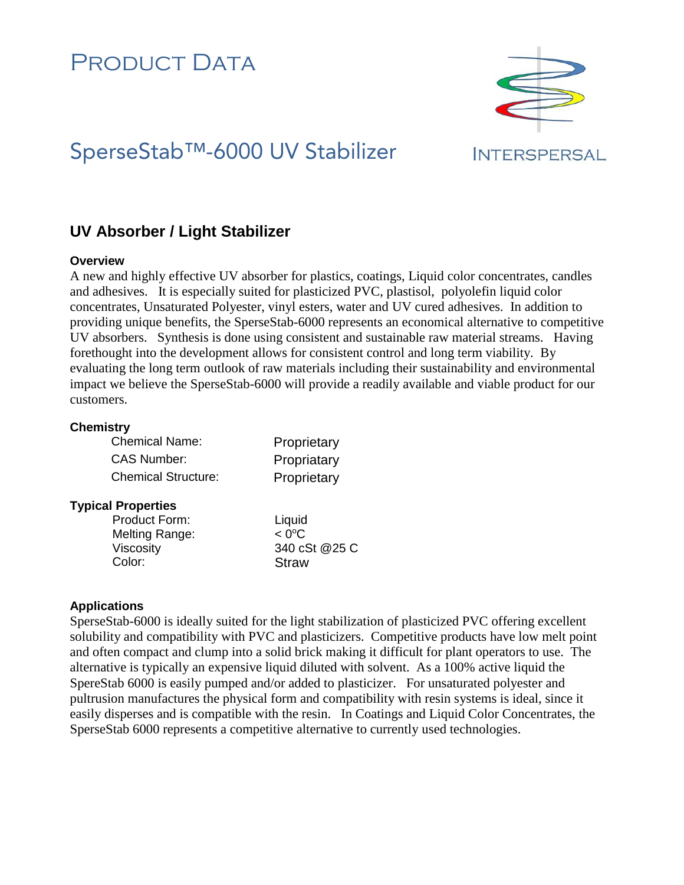# Product Data

## SperseStab™-6000 UV Stabilizer

INTERSPERSAL

## UV Absorber / Light Stabilizer

### Overview

A new and highly effective UV absorber for plastics, coatings, Liquid color concentrates, candles and adhesives. It is especially suited for plasticized PVC, plastisol, polyolefin liquid color concentrates, Unsaturated Polyester, vinyl esters, water and UV cured adhesives. In addition to providing unique benefits, the SperseStab-6000 represents an economical alternative to competitive UV absorbers. Synthesis is done using consistent and sustainable raw material streams. Having forethought into the development allows for consistent control and long term viability. By evaluating the long term outlook of raw materials including their sustainability and environmental impact we believe the SperseStab-6000 will provide a readily available and viable product for our customers.

### Chemistry

| | |
|---|---|
| Chemical Name: | Proprietary |
| CAS Number: | Propriatary |
| Chemical Structure: | Proprietary |

### Typical Properties

| | |
|---|---|
| Product Form: | Liquid |
| Melting Range: | < 0°C |
| Viscosity | 340 cSt @25 C |
| Color: | Straw |

### Applications

SperseStab-6000 is ideally suited for the light stabilization of plasticized PVC offering excellent solubility and compatibility with PVC and plasticizers. Competitive products have low melt point and often compact and clump into a solid brick making it difficult for plant operators to use. The alternative is typically an expensive liquid diluted with solvent. As a 100% active liquid the SpereStab 6000 is easily pumped and/or added to plasticizer. For unsaturated polyester and pultrusion manufactures the physical form and compatibility with resin systems is ideal, since it easily disperses and is compatible with the resin. In Coatings and Liquid Color Concentrates, the SperseStab 6000 represents a competitive alternative to currently used technologies.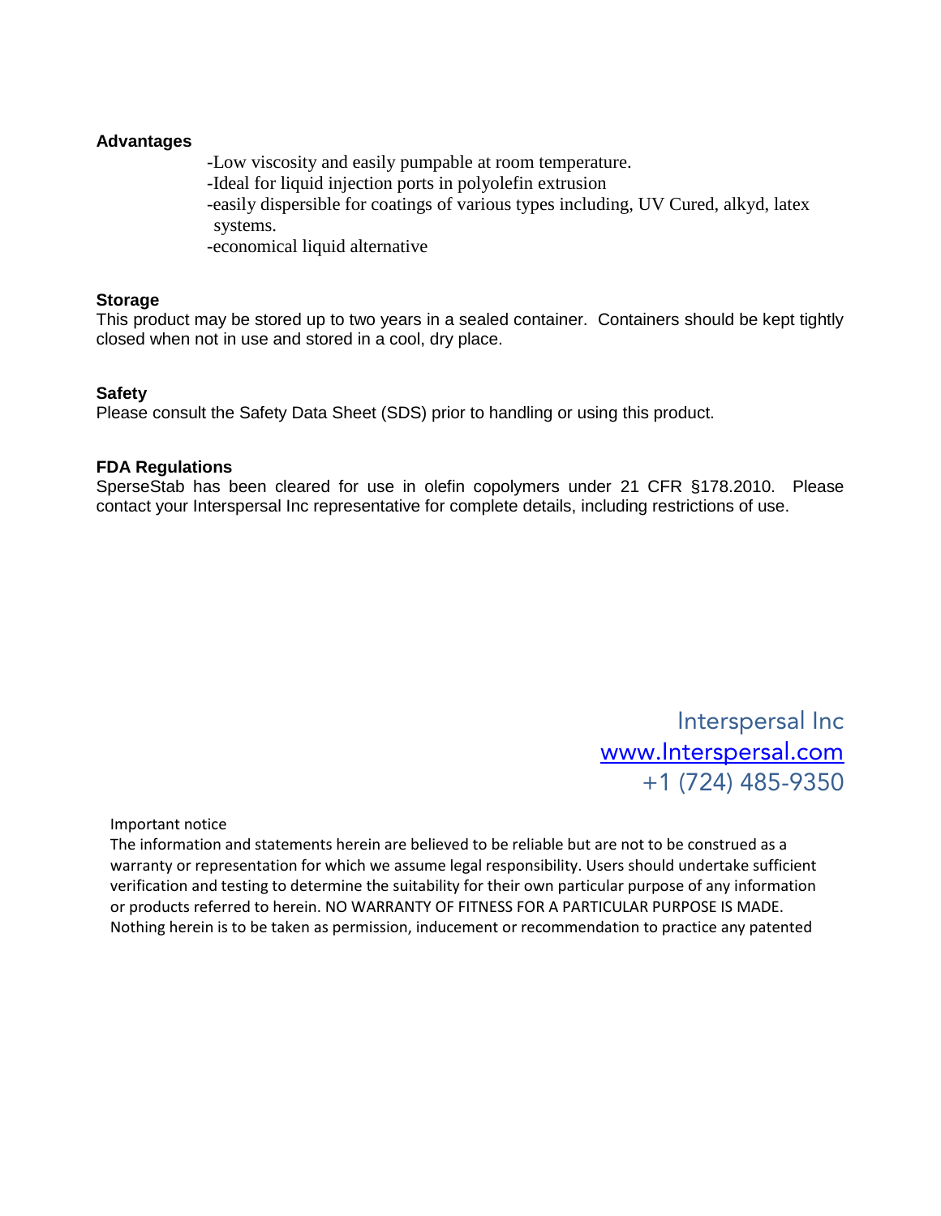**Advantages**

- Low viscosity and easily pumpable at room temperature.
- Ideal for liquid injection ports in polyolefin extrusion
- easily dispersible for coatings of various types including, UV Cured, alkyd, latex systems.
- economical liquid alternative

**Storage**

This product may be stored up to two years in a sealed container. Containers should be kept tightly closed when not in use and stored in a cool, dry place.

**Safety**

Please consult the Safety Data Sheet (SDS) prior to handling or using this product.

**FDA Regulations**

SperseStab has been cleared for use in olefin copolymers under 21 CFR §178.2010. Please contact your Interspersal Inc representative for complete details, including restrictions of use.

Interspersal Inc
[www.Interspersal.com](http://www.Interspersal.com)
+1 (724) 485-9350

Important notice

The information and statements herein are believed to be reliable but are not to be construed as a warranty or representation for which we assume legal responsibility. Users should undertake sufficient verification and testing to determine the suitability for their own particular purpose of any information or products referred to herein. NO WARRANTY OF FITNESS FOR A PARTICULAR PURPOSE IS MADE. Nothing herein is to be taken as permission, inducement or recommendation to practice any patented